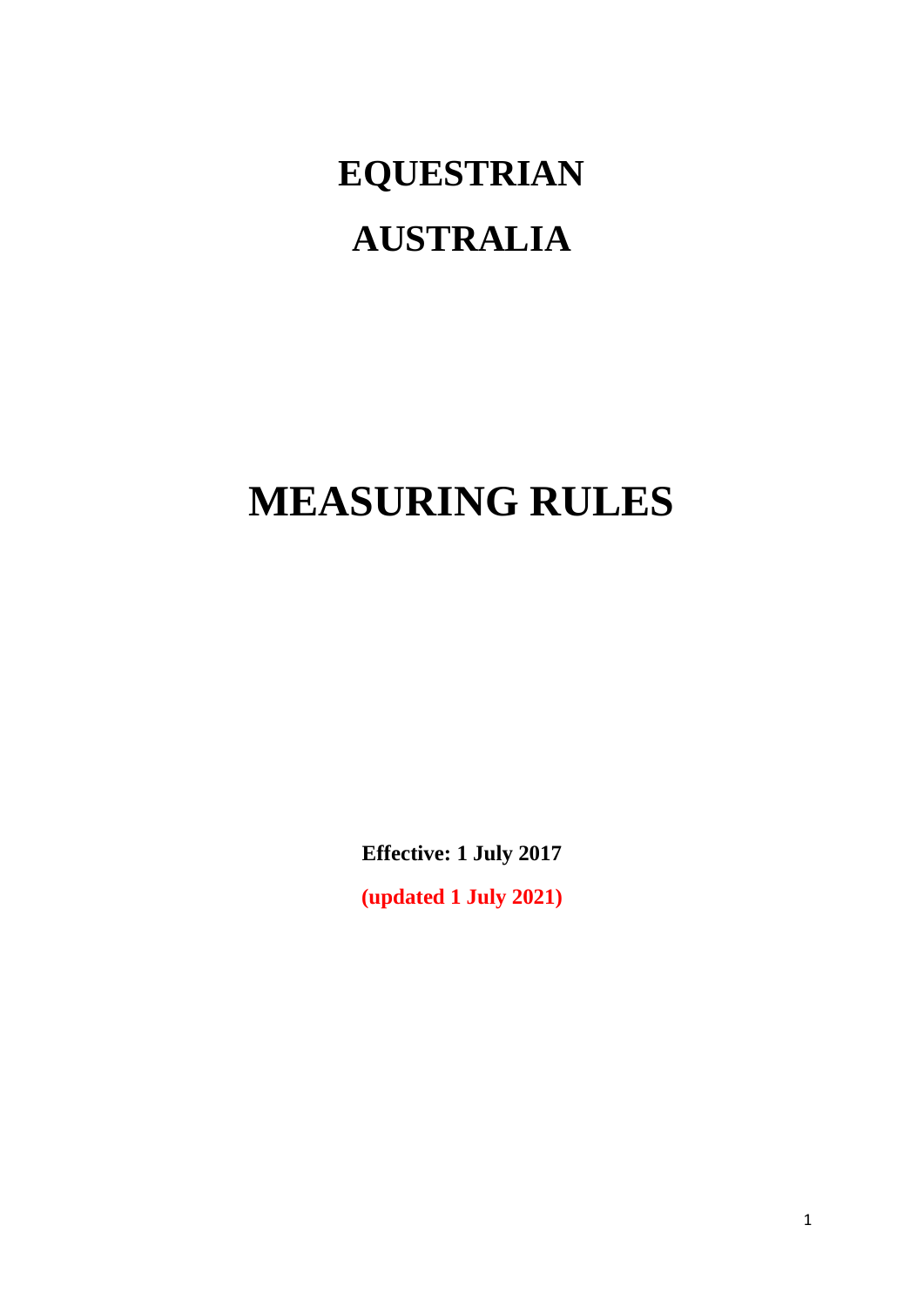# EQUESTRIAN AUSTRALIA

# MEASURING RULES

**Effective: 1 July 2017**

**(updated 1 July 2021)**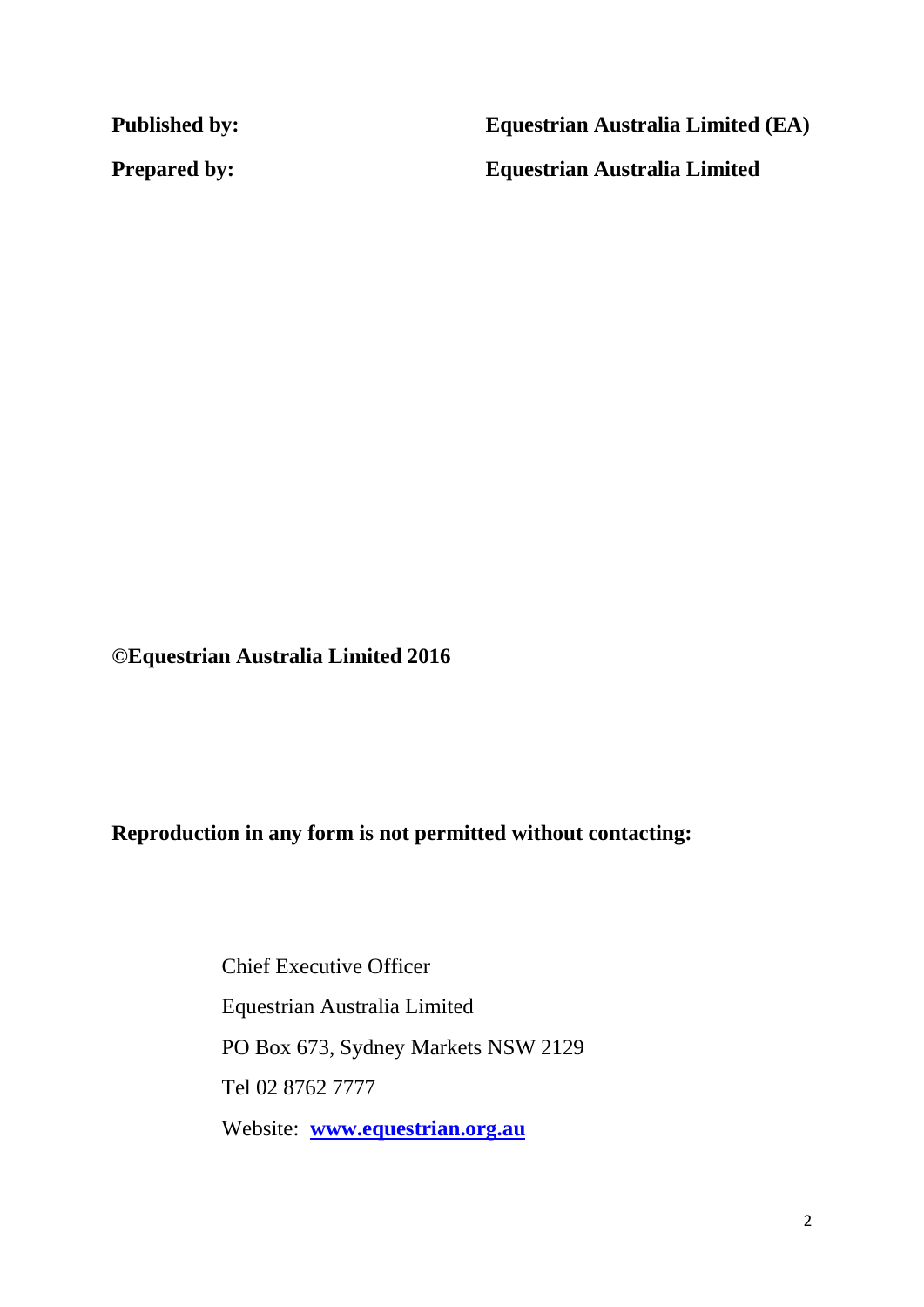**Published by:** **Equestrian Australia Limited (EA)**

**Prepared by:** **Equestrian Australia Limited**

**©Equestrian Australia Limited 2016**

**Reproduction in any form is not permitted without contacting:**

Chief Executive Officer

Equestrian Australia Limited

PO Box 673, Sydney Markets NSW 2129

Tel 02 8762 7777

Website: **[www.equestrian.org.au](http://www.equestrian.org.au)**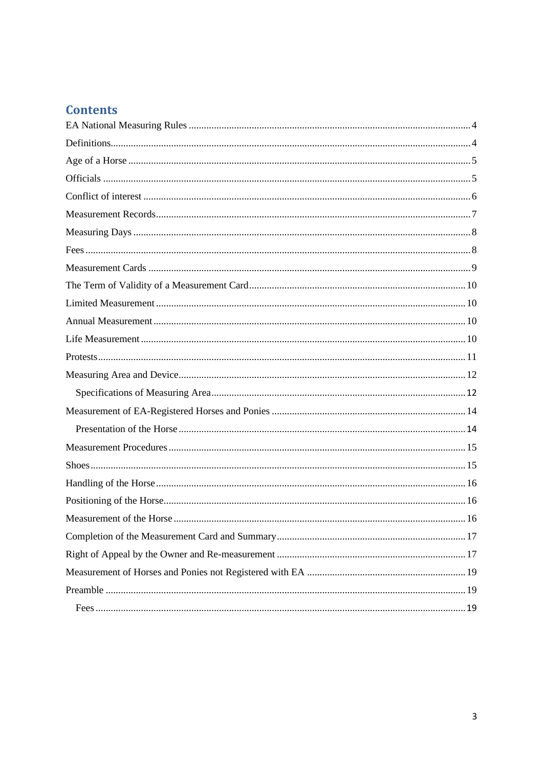# Contents

EA National Measuring Rules ........ 4
Definitions ........ 4
Age of a Horse ........ 5
Officials ........ 5
Conflict of interest ........ 6
Measurement Records ........ 7
Measuring Days ........ 8
Fees ........ 8
Measurement Cards ........ 9
The Term of Validity of a Measurement Card ........ 10
Limited Measurement ........ 10
Annual Measurement ........ 10
Life Measurement ........ 10
Protests ........ 11
Measuring Area and Device ........ 12
    Specifications of Measuring Area ........ 12
Measurement of EA-Registered Horses and Ponies ........ 14
    Presentation of the Horse ........ 14
Measurement Procedures ........ 15
Shoes ........ 15
Handling of the Horse ........ 16
Positioning of the Horse ........ 16
Measurement of the Horse ........ 16
Completion of the Measurement Card and Summary ........ 17
Right of Appeal by the Owner and Re-measurement ........ 17
Measurement of Horses and Ponies not Registered with EA ........ 19
Preamble ........ 19
    Fees ........ 19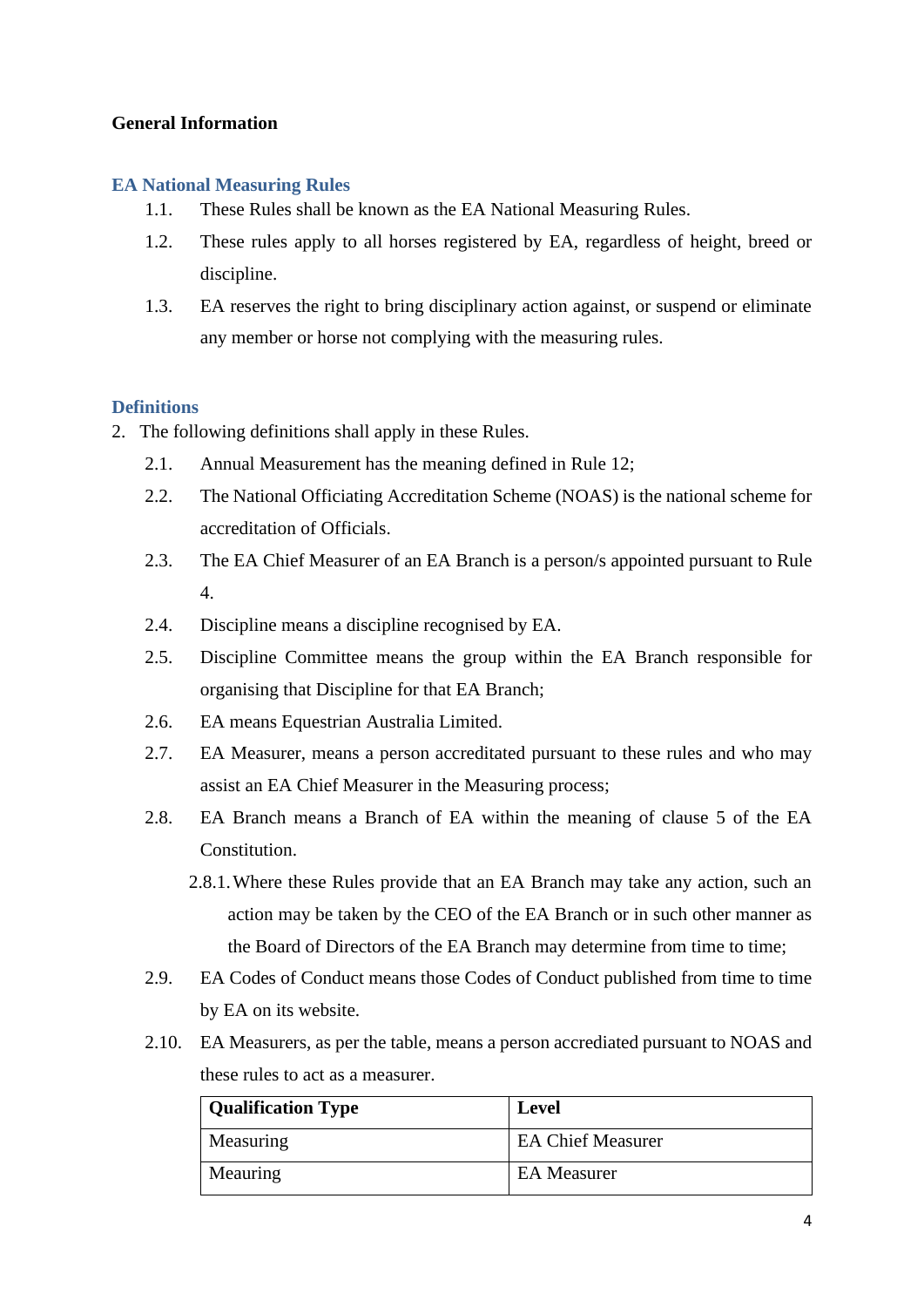**General Information**

## EA National Measuring Rules

1.1. These Rules shall be known as the EA National Measuring Rules.

1.2. These rules apply to all horses registered by EA, regardless of height, breed or discipline.

1.3. EA reserves the right to bring disciplinary action against, or suspend or eliminate any member or horse not complying with the measuring rules.

## Definitions

2. The following definitions shall apply in these Rules.

2.1. Annual Measurement has the meaning defined in Rule 12;

2.2. The National Officiating Accreditation Scheme (NOAS) is the national scheme for accreditation of Officials.

2.3. The EA Chief Measurer of an EA Branch is a person/s appointed pursuant to Rule 4.

2.4. Discipline means a discipline recognised by EA.

2.5. Discipline Committee means the group within the EA Branch responsible for organising that Discipline for that EA Branch;

2.6. EA means Equestrian Australia Limited.

2.7. EA Measurer, means a person accreditated pursuant to these rules and who may assist an EA Chief Measurer in the Measuring process;

2.8. EA Branch means a Branch of EA within the meaning of clause 5 of the EA Constitution.

2.8.1. Where these Rules provide that an EA Branch may take any action, such an action may be taken by the CEO of the EA Branch or in such other manner as the Board of Directors of the EA Branch may determine from time to time;

2.9. EA Codes of Conduct means those Codes of Conduct published from time to time by EA on its website.

2.10. EA Measurers, as per the table, means a person accrediated pursuant to NOAS and these rules to act as a measurer.

| Qualification Type | Level |
|---|---|
| Measuring | EA Chief Measurer |
| Meauring | EA Measurer |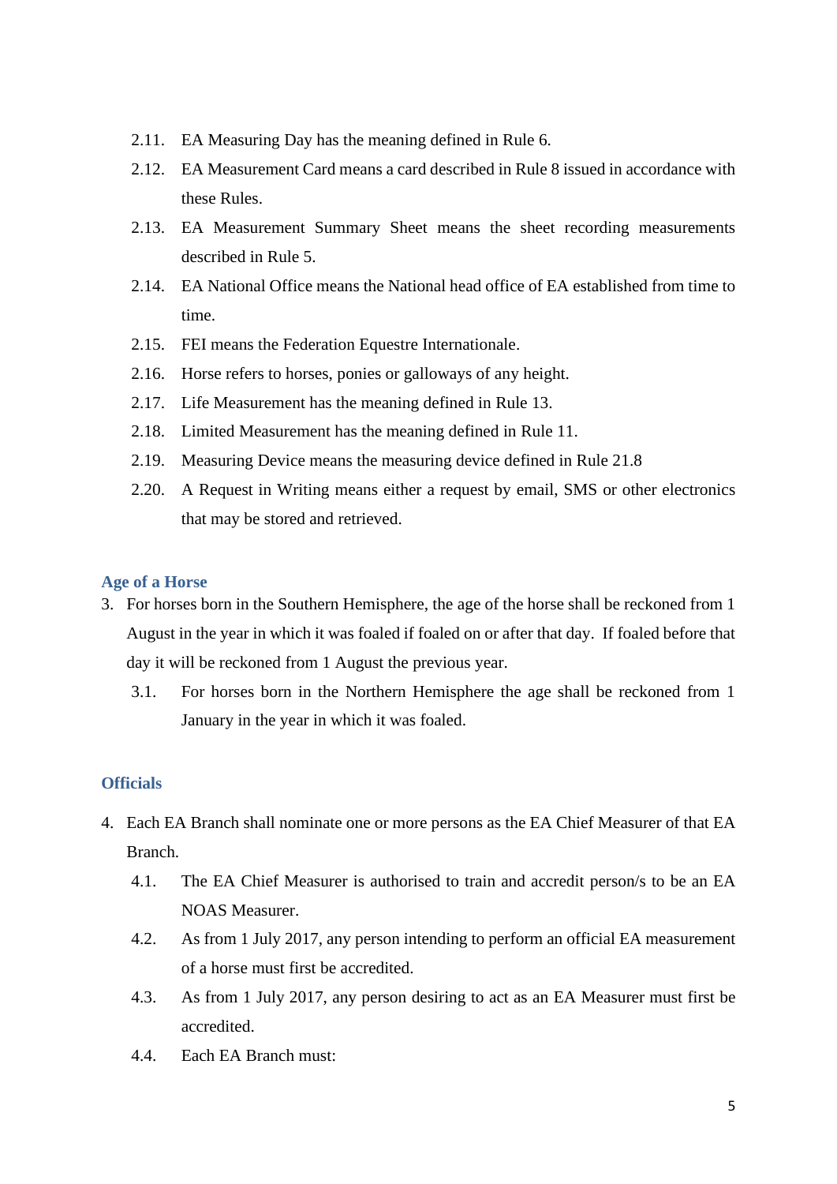2.11. EA Measuring Day has the meaning defined in Rule 6.

2.12. EA Measurement Card means a card described in Rule 8 issued in accordance with these Rules.

2.13. EA Measurement Summary Sheet means the sheet recording measurements described in Rule 5.

2.14. EA National Office means the National head office of EA established from time to time.

2.15. FEI means the Federation Equestre Internationale.

2.16. Horse refers to horses, ponies or galloways of any height.

2.17. Life Measurement has the meaning defined in Rule 13.

2.18. Limited Measurement has the meaning defined in Rule 11.

2.19. Measuring Device means the measuring device defined in Rule 21.8

2.20. A Request in Writing means either a request by email, SMS or other electronics that may be stored and retrieved.

### Age of a Horse

3. For horses born in the Southern Hemisphere, the age of the horse shall be reckoned from 1 August in the year in which it was foaled if foaled on or after that day. If foaled before that day it will be reckoned from 1 August the previous year.

   3.1. For horses born in the Northern Hemisphere the age shall be reckoned from 1 January in the year in which it was foaled.

### Officials

4. Each EA Branch shall nominate one or more persons as the EA Chief Measurer of that EA Branch.

   4.1. The EA Chief Measurer is authorised to train and accredit person/s to be an EA NOAS Measurer.

   4.2. As from 1 July 2017, any person intending to perform an official EA measurement of a horse must first be accredited.

   4.3. As from 1 July 2017, any person desiring to act as an EA Measurer must first be accredited.

   4.4. Each EA Branch must: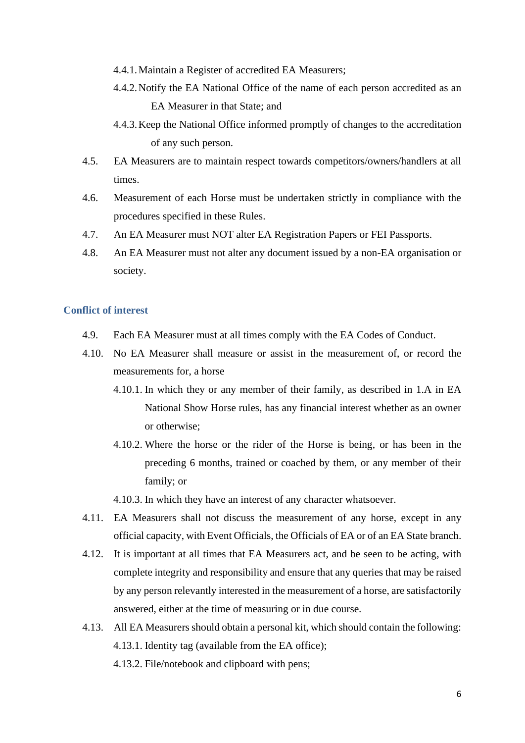- 4.4.1. Maintain a Register of accredited EA Measurers;
- 4.4.2. Notify the EA National Office of the name of each person accredited as an EA Measurer in that State; and
- 4.4.3. Keep the National Office informed promptly of changes to the accreditation of any such person.

4.5. EA Measurers are to maintain respect towards competitors/owners/handlers at all times.

4.6. Measurement of each Horse must be undertaken strictly in compliance with the procedures specified in these Rules.

4.7. An EA Measurer must NOT alter EA Registration Papers or FEI Passports.

4.8. An EA Measurer must not alter any document issued by a non-EA organisation or society.

## Conflict of interest

4.9. Each EA Measurer must at all times comply with the EA Codes of Conduct.

4.10. No EA Measurer shall measure or assist in the measurement of, or record the measurements for, a horse

- 4.10.1. In which they or any member of their family, as described in 1.A in EA National Show Horse rules, has any financial interest whether as an owner or otherwise;
- 4.10.2. Where the horse or the rider of the Horse is being, or has been in the preceding 6 months, trained or coached by them, or any member of their family; or
- 4.10.3. In which they have an interest of any character whatsoever.

4.11. EA Measurers shall not discuss the measurement of any horse, except in any official capacity, with Event Officials, the Officials of EA or of an EA State branch.

4.12. It is important at all times that EA Measurers act, and be seen to be acting, with complete integrity and responsibility and ensure that any queries that may be raised by any person relevantly interested in the measurement of a horse, are satisfactorily answered, either at the time of measuring or in due course.

4.13. All EA Measurers should obtain a personal kit, which should contain the following:

- 4.13.1. Identity tag (available from the EA office);
- 4.13.2. File/notebook and clipboard with pens;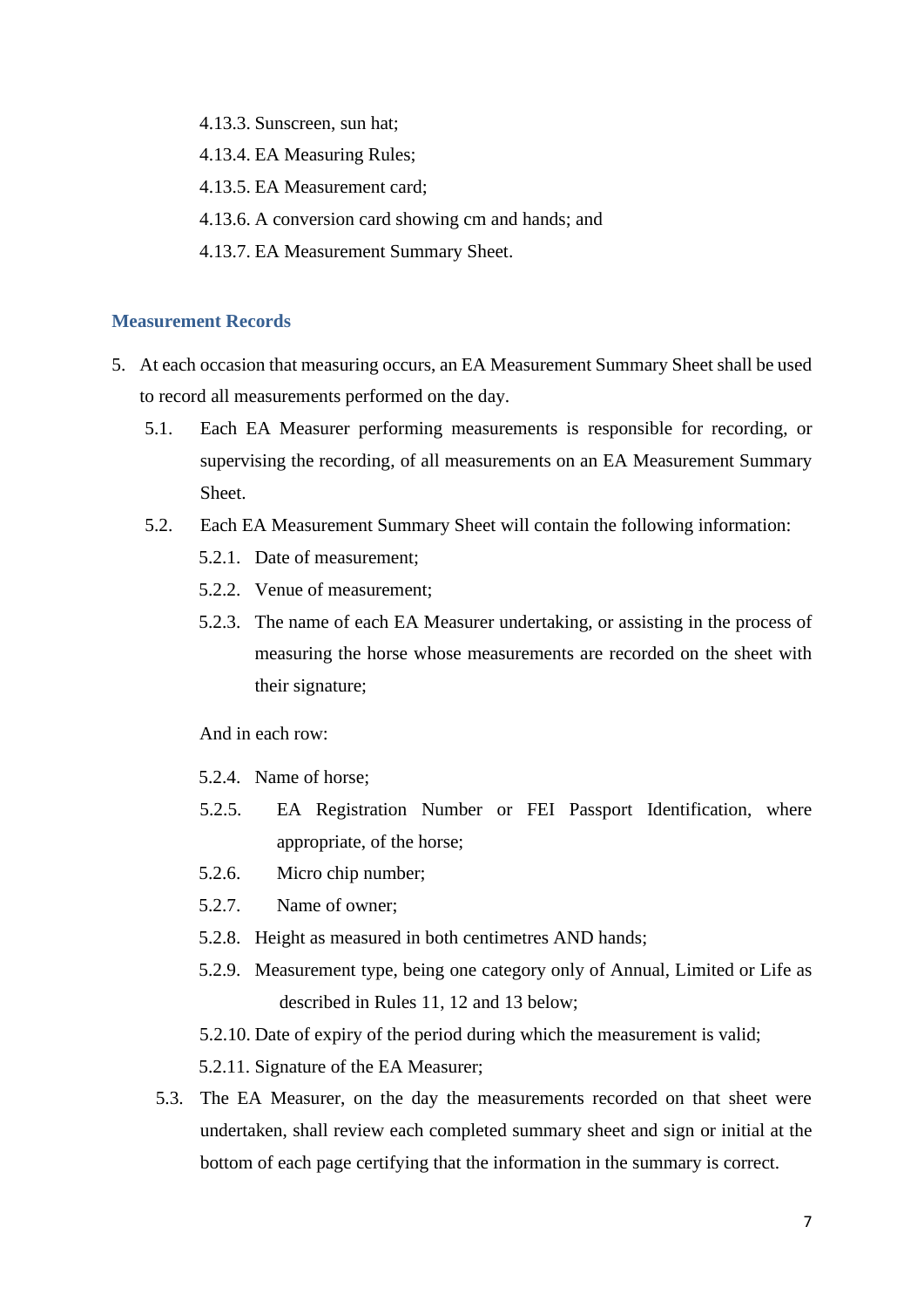4.13.3. Sunscreen, sun hat;

4.13.4. EA Measuring Rules;

4.13.5. EA Measurement card;

4.13.6. A conversion card showing cm and hands; and

4.13.7. EA Measurement Summary Sheet.

## Measurement Records

5. At each occasion that measuring occurs, an EA Measurement Summary Sheet shall be used to record all measurements performed on the day.

   5.1. Each EA Measurer performing measurements is responsible for recording, or supervising the recording, of all measurements on an EA Measurement Summary Sheet.

   5.2. Each EA Measurement Summary Sheet will contain the following information:

   5.2.1. Date of measurement;

   5.2.2. Venue of measurement;

   5.2.3. The name of each EA Measurer undertaking, or assisting in the process of measuring the horse whose measurements are recorded on the sheet with their signature;

   And in each row:

   5.2.4. Name of horse;

   5.2.5. EA Registration Number or FEI Passport Identification, where appropriate, of the horse;

   5.2.6. Micro chip number;

   5.2.7. Name of owner;

   5.2.8. Height as measured in both centimetres AND hands;

   5.2.9. Measurement type, being one category only of Annual, Limited or Life as described in Rules 11, 12 and 13 below;

   5.2.10. Date of expiry of the period during which the measurement is valid;

   5.2.11. Signature of the EA Measurer;

   5.3. The EA Measurer, on the day the measurements recorded on that sheet were undertaken, shall review each completed summary sheet and sign or initial at the bottom of each page certifying that the information in the summary is correct.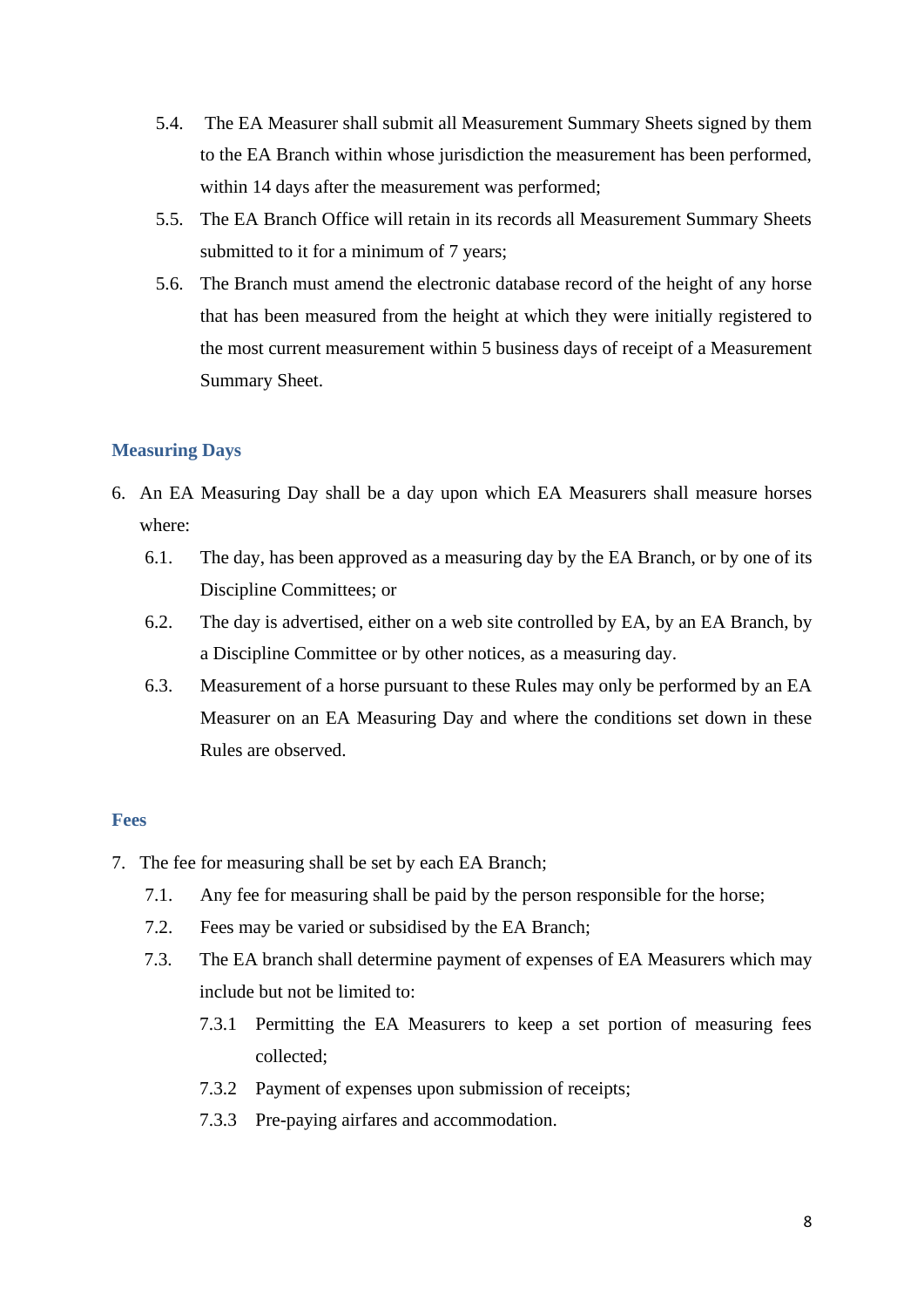5.4. The EA Measurer shall submit all Measurement Summary Sheets signed by them to the EA Branch within whose jurisdiction the measurement has been performed, within 14 days after the measurement was performed;

5.5. The EA Branch Office will retain in its records all Measurement Summary Sheets submitted to it for a minimum of 7 years;

5.6. The Branch must amend the electronic database record of the height of any horse that has been measured from the height at which they were initially registered to the most current measurement within 5 business days of receipt of a Measurement Summary Sheet.

### Measuring Days

6. An EA Measuring Day shall be a day upon which EA Measurers shall measure horses where:

   6.1. The day, has been approved as a measuring day by the EA Branch, or by one of its Discipline Committees; or

   6.2. The day is advertised, either on a web site controlled by EA, by an EA Branch, by a Discipline Committee or by other notices, as a measuring day.

   6.3. Measurement of a horse pursuant to these Rules may only be performed by an EA Measurer on an EA Measuring Day and where the conditions set down in these Rules are observed.

### Fees

7. The fee for measuring shall be set by each EA Branch;

   7.1. Any fee for measuring shall be paid by the person responsible for the horse;

   7.2. Fees may be varied or subsidised by the EA Branch;

   7.3. The EA branch shall determine payment of expenses of EA Measurers which may include but not be limited to:

      7.3.1 Permitting the EA Measurers to keep a set portion of measuring fees collected;

      7.3.2 Payment of expenses upon submission of receipts;

      7.3.3 Pre-paying airfares and accommodation.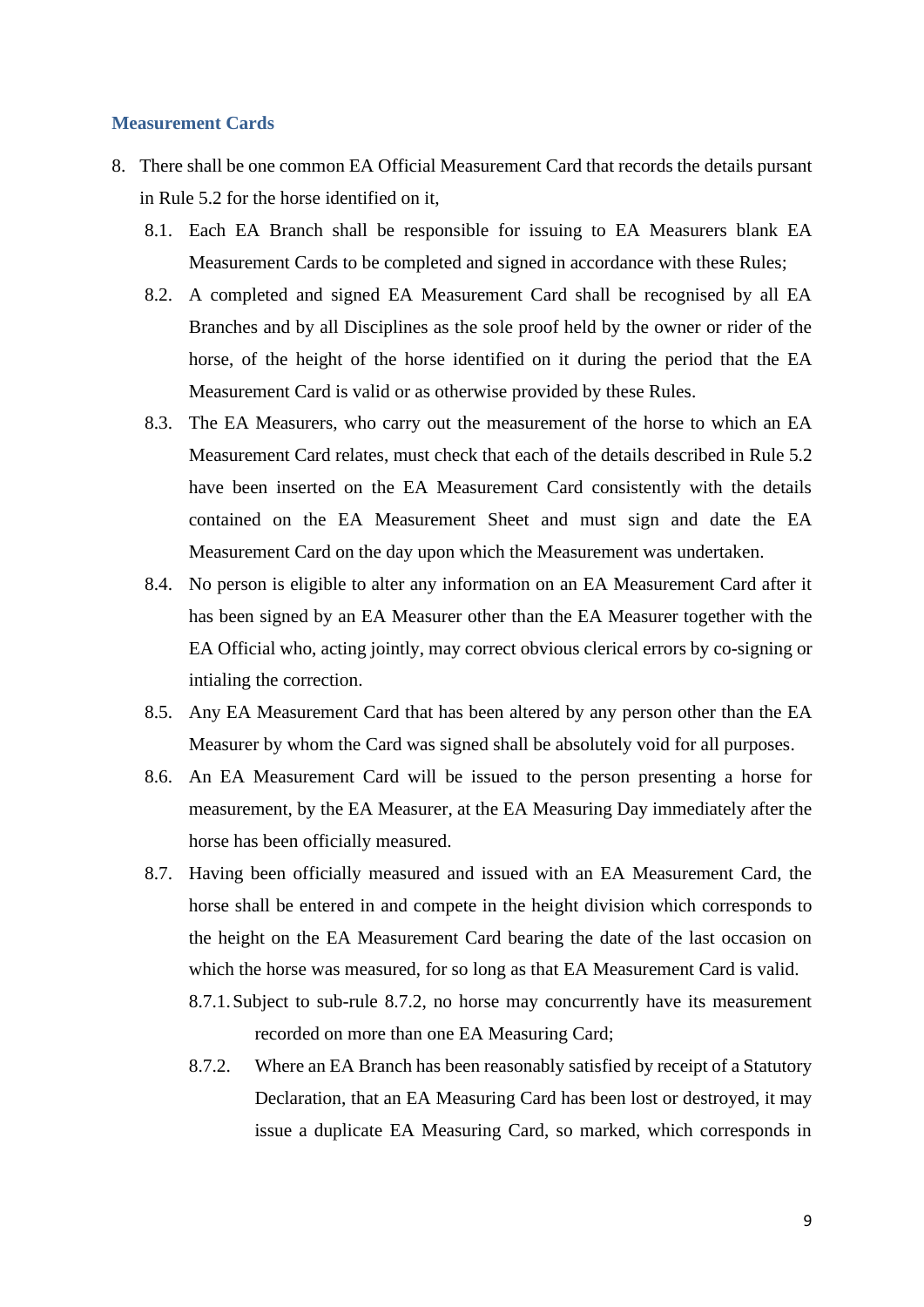### Measurement Cards

8. There shall be one common EA Official Measurement Card that records the details pursant in Rule 5.2 for the horse identified on it,
   - 8.1. Each EA Branch shall be responsible for issuing to EA Measurers blank EA Measurement Cards to be completed and signed in accordance with these Rules;
   - 8.2. A completed and signed EA Measurement Card shall be recognised by all EA Branches and by all Disciplines as the sole proof held by the owner or rider of the horse, of the height of the horse identified on it during the period that the EA Measurement Card is valid or as otherwise provided by these Rules.
   - 8.3. The EA Measurers, who carry out the measurement of the horse to which an EA Measurement Card relates, must check that each of the details described in Rule 5.2 have been inserted on the EA Measurement Card consistently with the details contained on the EA Measurement Sheet and must sign and date the EA Measurement Card on the day upon which the Measurement was undertaken.
   - 8.4. No person is eligible to alter any information on an EA Measurement Card after it has been signed by an EA Measurer other than the EA Measurer together with the EA Official who, acting jointly, may correct obvious clerical errors by co-signing or intialing the correction.
   - 8.5. Any EA Measurement Card that has been altered by any person other than the EA Measurer by whom the Card was signed shall be absolutely void for all purposes.
   - 8.6. An EA Measurement Card will be issued to the person presenting a horse for measurement, by the EA Measurer, at the EA Measuring Day immediately after the horse has been officially measured.
   - 8.7. Having been officially measured and issued with an EA Measurement Card, the horse shall be entered in and compete in the height division which corresponds to the height on the EA Measurement Card bearing the date of the last occasion on which the horse was measured, for so long as that EA Measurement Card is valid.
     - 8.7.1. Subject to sub-rule 8.7.2, no horse may concurrently have its measurement recorded on more than one EA Measuring Card;
     - 8.7.2. Where an EA Branch has been reasonably satisfied by receipt of a Statutory Declaration, that an EA Measuring Card has been lost or destroyed, it may issue a duplicate EA Measuring Card, so marked, which corresponds in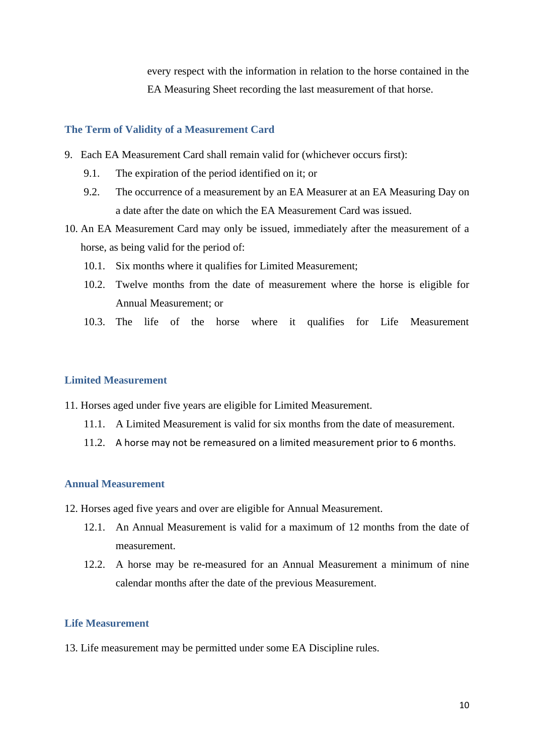every respect with the information in relation to the horse contained in the EA Measuring Sheet recording the last measurement of that horse.

## The Term of Validity of a Measurement Card

9. Each EA Measurement Card shall remain valid for (whichever occurs first):
   - 9.1. The expiration of the period identified on it; or
   - 9.2. The occurrence of a measurement by an EA Measurer at an EA Measuring Day on a date after the date on which the EA Measurement Card was issued.
10. An EA Measurement Card may only be issued, immediately after the measurement of a horse, as being valid for the period of:
    - 10.1. Six months where it qualifies for Limited Measurement;
    - 10.2. Twelve months from the date of measurement where the horse is eligible for Annual Measurement; or
    - 10.3. The life of the horse where it qualifies for Life Measurement

## Limited Measurement

11. Horses aged under five years are eligible for Limited Measurement.
    - 11.1. A Limited Measurement is valid for six months from the date of measurement.
    - 11.2. A horse may not be remeasured on a limited measurement prior to 6 months.

## Annual Measurement

12. Horses aged five years and over are eligible for Annual Measurement.
    - 12.1. An Annual Measurement is valid for a maximum of 12 months from the date of measurement.
    - 12.2. A horse may be re-measured for an Annual Measurement a minimum of nine calendar months after the date of the previous Measurement.

## Life Measurement

13. Life measurement may be permitted under some EA Discipline rules.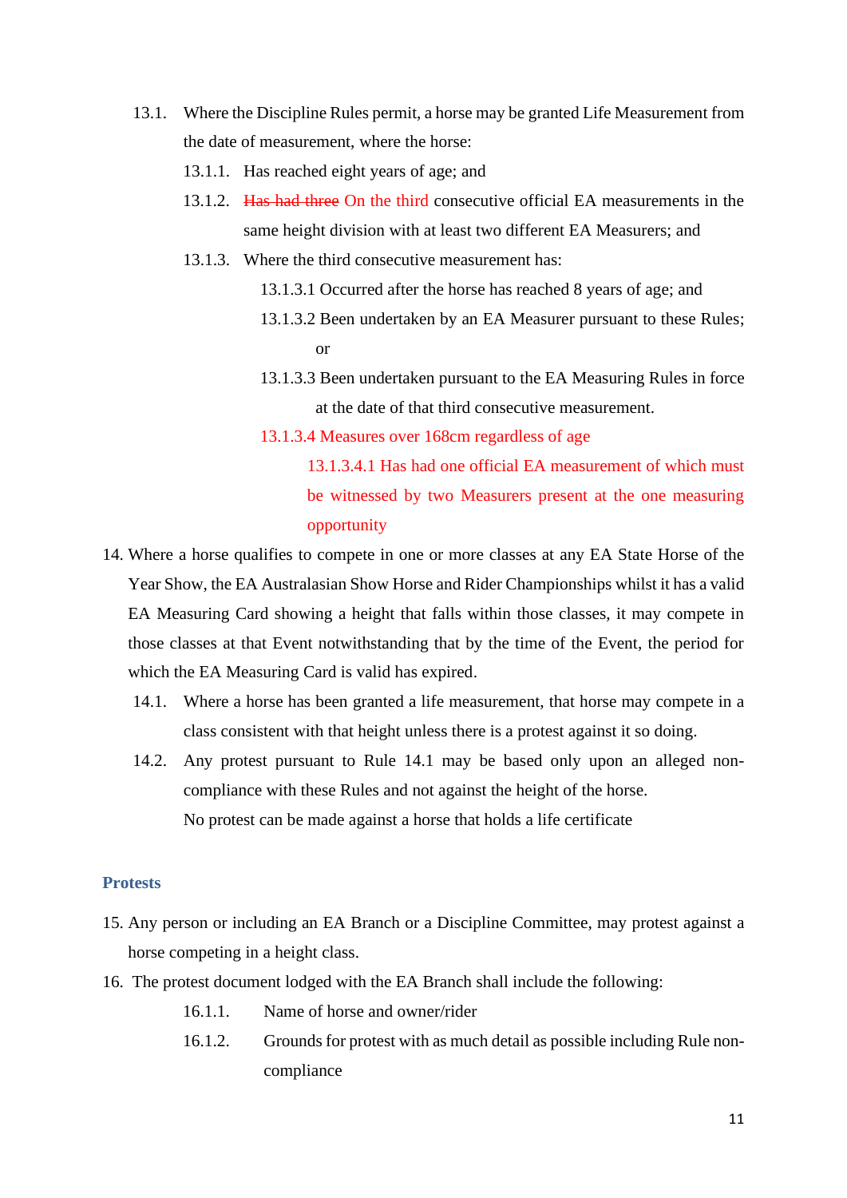13.1. Where the Discipline Rules permit, a horse may be granted Life Measurement from the date of measurement, where the horse:

13.1.1. Has reached eight years of age; and

13.1.2. ~~Has had three~~ On the third consecutive official EA measurements in the same height division with at least two different EA Measurers; and

13.1.3. Where the third consecutive measurement has:

13.1.3.1 Occurred after the horse has reached 8 years of age; and

13.1.3.2 Been undertaken by an EA Measurer pursuant to these Rules; or

13.1.3.3 Been undertaken pursuant to the EA Measuring Rules in force at the date of that third consecutive measurement.

13.1.3.4 Measures over 168cm regardless of age

13.1.3.4.1 Has had one official EA measurement of which must be witnessed by two Measurers present at the one measuring opportunity

14. Where a horse qualifies to compete in one or more classes at any EA State Horse of the Year Show, the EA Australasian Show Horse and Rider Championships whilst it has a valid EA Measuring Card showing a height that falls within those classes, it may compete in those classes at that Event notwithstanding that by the time of the Event, the period for which the EA Measuring Card is valid has expired.

14.1. Where a horse has been granted a life measurement, that horse may compete in a class consistent with that height unless there is a protest against it so doing.

14.2. Any protest pursuant to Rule 14.1 may be based only upon an alleged non-compliance with these Rules and not against the height of the horse.

No protest can be made against a horse that holds a life certificate

## Protests

15. Any person or including an EA Branch or a Discipline Committee, may protest against a horse competing in a height class.

16. The protest document lodged with the EA Branch shall include the following:

16.1.1. Name of horse and owner/rider

16.1.2. Grounds for protest with as much detail as possible including Rule non-compliance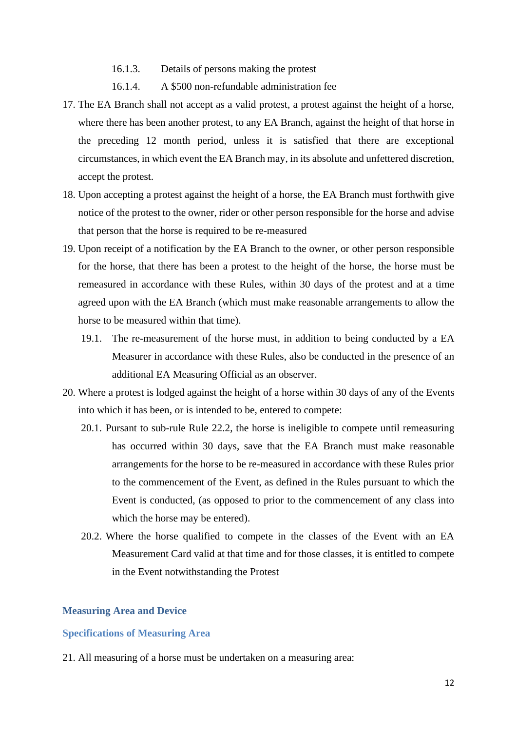16.1.3. Details of persons making the protest

16.1.4. A $500 non-refundable administration fee

17. The EA Branch shall not accept as a valid protest, a protest against the height of a horse, where there has been another protest, to any EA Branch, against the height of that horse in the preceding 12 month period, unless it is satisfied that there are exceptional circumstances, in which event the EA Branch may, in its absolute and unfettered discretion, accept the protest.
18. Upon accepting a protest against the height of a horse, the EA Branch must forthwith give notice of the protest to the owner, rider or other person responsible for the horse and advise that person that the horse is required to be re-measured
19. Upon receipt of a notification by the EA Branch to the owner, or other person responsible for the horse, that there has been a protest to the height of the horse, the horse must be remeasured in accordance with these Rules, within 30 days of the protest and at a time agreed upon with the EA Branch (which must make reasonable arrangements to allow the horse to be measured within that time).
    - 19.1. The re-measurement of the horse must, in addition to being conducted by a EA Measurer in accordance with these Rules, also be conducted in the presence of an additional EA Measuring Official as an observer.
20. Where a protest is lodged against the height of a horse within 30 days of any of the Events into which it has been, or is intended to be, entered to compete:
    - 20.1. Pursant to sub-rule Rule 22.2, the horse is ineligible to compete until remeasuring has occurred within 30 days, save that the EA Branch must make reasonable arrangements for the horse to be re-measured in accordance with these Rules prior to the commencement of the Event, as defined in the Rules pursuant to which the Event is conducted, (as opposed to prior to the commencement of any class into which the horse may be entered).
    - 20.2. Where the horse qualified to compete in the classes of the Event with an EA Measurement Card valid at that time and for those classes, it is entitled to compete in the Event notwithstanding the Protest

## Measuring Area and Device

### Specifications of Measuring Area

21. All measuring of a horse must be undertaken on a measuring area: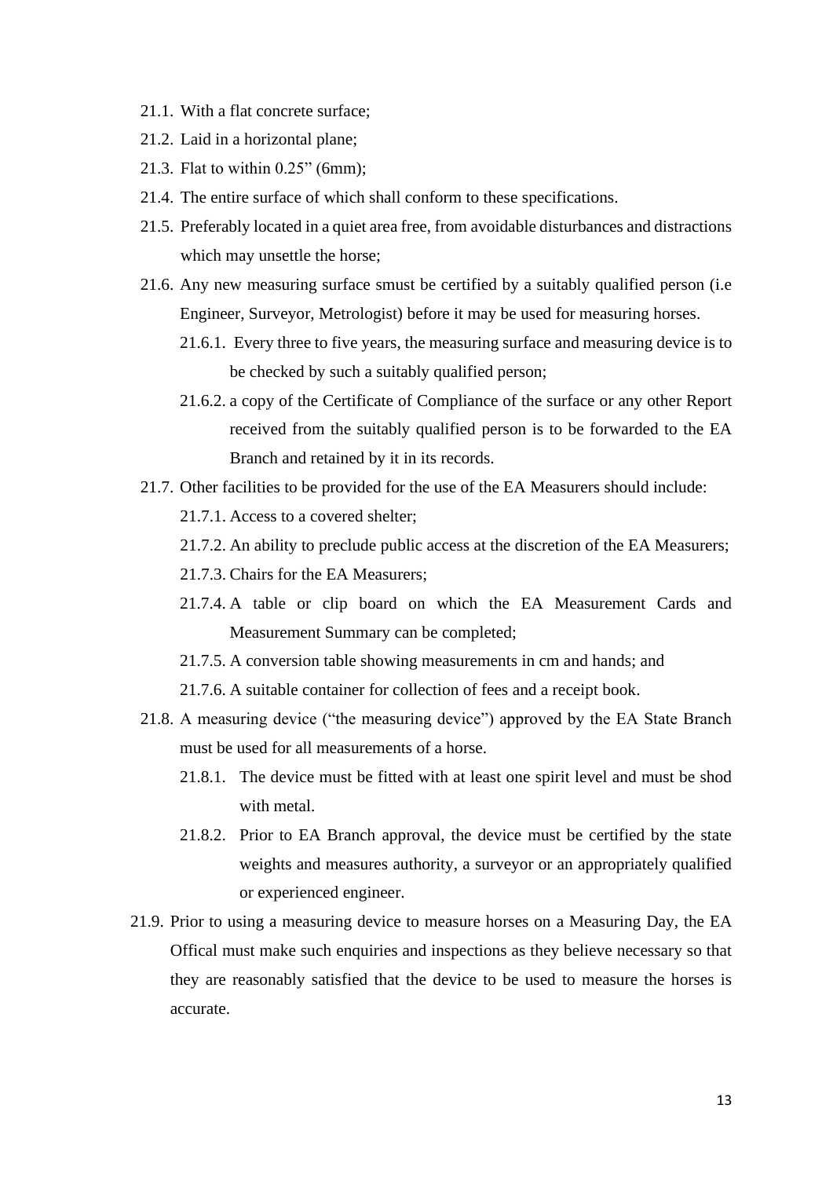21.1. With a flat concrete surface;

21.2. Laid in a horizontal plane;

21.3. Flat to within 0.25" (6mm);

21.4. The entire surface of which shall conform to these specifications.

21.5. Preferably located in a quiet area free, from avoidable disturbances and distractions which may unsettle the horse;

21.6. Any new measuring surface smust be certified by a suitably qualified person (i.e Engineer, Surveyor, Metrologist) before it may be used for measuring horses.

  21.6.1. Every three to five years, the measuring surface and measuring device is to be checked by such a suitably qualified person;

  21.6.2. a copy of the Certificate of Compliance of the surface or any other Report received from the suitably qualified person is to be forwarded to the EA Branch and retained by it in its records.

21.7. Other facilities to be provided for the use of the EA Measurers should include:

  21.7.1. Access to a covered shelter;

  21.7.2. An ability to preclude public access at the discretion of the EA Measurers;

  21.7.3. Chairs for the EA Measurers;

  21.7.4. A table or clip board on which the EA Measurement Cards and Measurement Summary can be completed;

  21.7.5. A conversion table showing measurements in cm and hands; and

  21.7.6. A suitable container for collection of fees and a receipt book.

21.8. A measuring device ("the measuring device") approved by the EA State Branch must be used for all measurements of a horse.

  21.8.1. The device must be fitted with at least one spirit level and must be shod with metal.

  21.8.2. Prior to EA Branch approval, the device must be certified by the state weights and measures authority, a surveyor or an appropriately qualified or experienced engineer.

21.9. Prior to using a measuring device to measure horses on a Measuring Day, the EA Offical must make such enquiries and inspections as they believe necessary so that they are reasonably satisfied that the device to be used to measure the horses is accurate.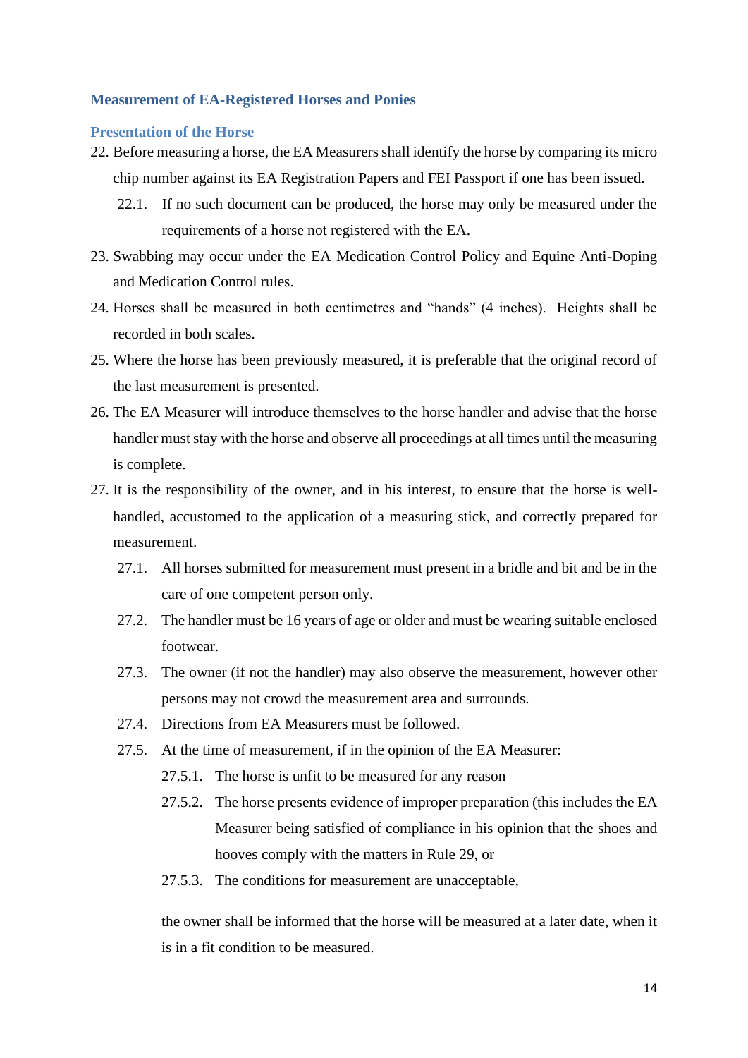## Measurement of EA-Registered Horses and Ponies

### Presentation of the Horse

22. Before measuring a horse, the EA Measurers shall identify the horse by comparing its micro chip number against its EA Registration Papers and FEI Passport if one has been issued.
    - 22.1. If no such document can be produced, the horse may only be measured under the requirements of a horse not registered with the EA.
23. Swabbing may occur under the EA Medication Control Policy and Equine Anti-Doping and Medication Control rules.
24. Horses shall be measured in both centimetres and "hands" (4 inches). Heights shall be recorded in both scales.
25. Where the horse has been previously measured, it is preferable that the original record of the last measurement is presented.
26. The EA Measurer will introduce themselves to the horse handler and advise that the horse handler must stay with the horse and observe all proceedings at all times until the measuring is complete.
27. It is the responsibility of the owner, and in his interest, to ensure that the horse is well-handled, accustomed to the application of a measuring stick, and correctly prepared for measurement.
    - 27.1. All horses submitted for measurement must present in a bridle and bit and be in the care of one competent person only.
    - 27.2. The handler must be 16 years of age or older and must be wearing suitable enclosed footwear.
    - 27.3. The owner (if not the handler) may also observe the measurement, however other persons may not crowd the measurement area and surrounds.
    - 27.4. Directions from EA Measurers must be followed.
    - 27.5. At the time of measurement, if in the opinion of the EA Measurer:
        - 27.5.1. The horse is unfit to be measured for any reason
        - 27.5.2. The horse presents evidence of improper preparation (this includes the EA Measurer being satisfied of compliance in his opinion that the shoes and hooves comply with the matters in Rule 29, or
        - 27.5.3. The conditions for measurement are unacceptable,

      the owner shall be informed that the horse will be measured at a later date, when it is in a fit condition to be measured.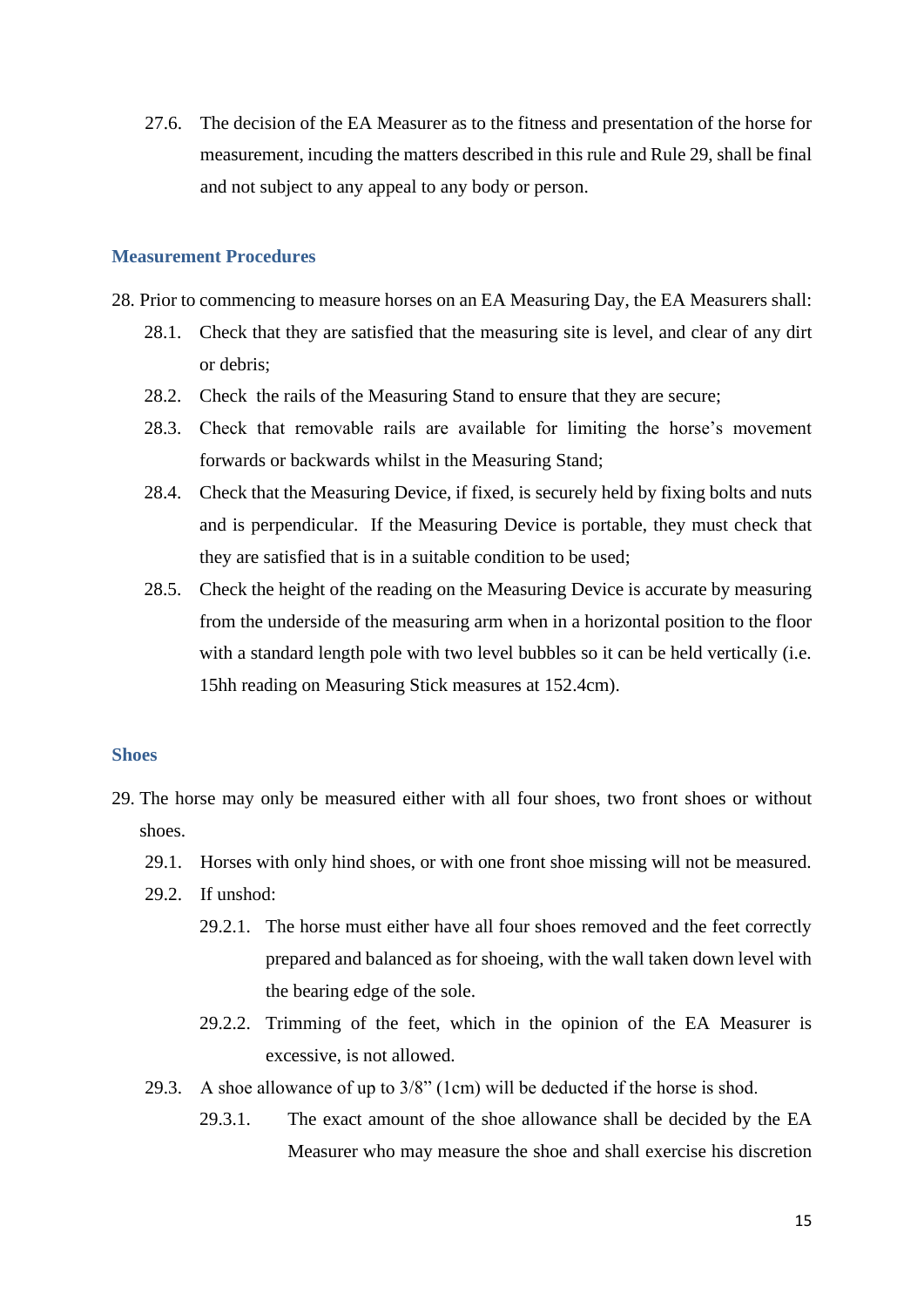27.6. The decision of the EA Measurer as to the fitness and presentation of the horse for measurement, incuding the matters described in this rule and Rule 29, shall be final and not subject to any appeal to any body or person.

## Measurement Procedures

28. Prior to commencing to measure horses on an EA Measuring Day, the EA Measurers shall:

28.1. Check that they are satisfied that the measuring site is level, and clear of any dirt or debris;

28.2. Check the rails of the Measuring Stand to ensure that they are secure;

28.3. Check that removable rails are available for limiting the horse's movement forwards or backwards whilst in the Measuring Stand;

28.4. Check that the Measuring Device, if fixed, is securely held by fixing bolts and nuts and is perpendicular. If the Measuring Device is portable, they must check that they are satisfied that is in a suitable condition to be used;

28.5. Check the height of the reading on the Measuring Device is accurate by measuring from the underside of the measuring arm when in a horizontal position to the floor with a standard length pole with two level bubbles so it can be held vertically (i.e. 15hh reading on Measuring Stick measures at 152.4cm).

## Shoes

29. The horse may only be measured either with all four shoes, two front shoes or without shoes.

29.1. Horses with only hind shoes, or with one front shoe missing will not be measured.

29.2. If unshod:

29.2.1. The horse must either have all four shoes removed and the feet correctly prepared and balanced as for shoeing, with the wall taken down level with the bearing edge of the sole.

29.2.2. Trimming of the feet, which in the opinion of the EA Measurer is excessive, is not allowed.

29.3. A shoe allowance of up to 3/8" (1cm) will be deducted if the horse is shod.

29.3.1. The exact amount of the shoe allowance shall be decided by the EA Measurer who may measure the shoe and shall exercise his discretion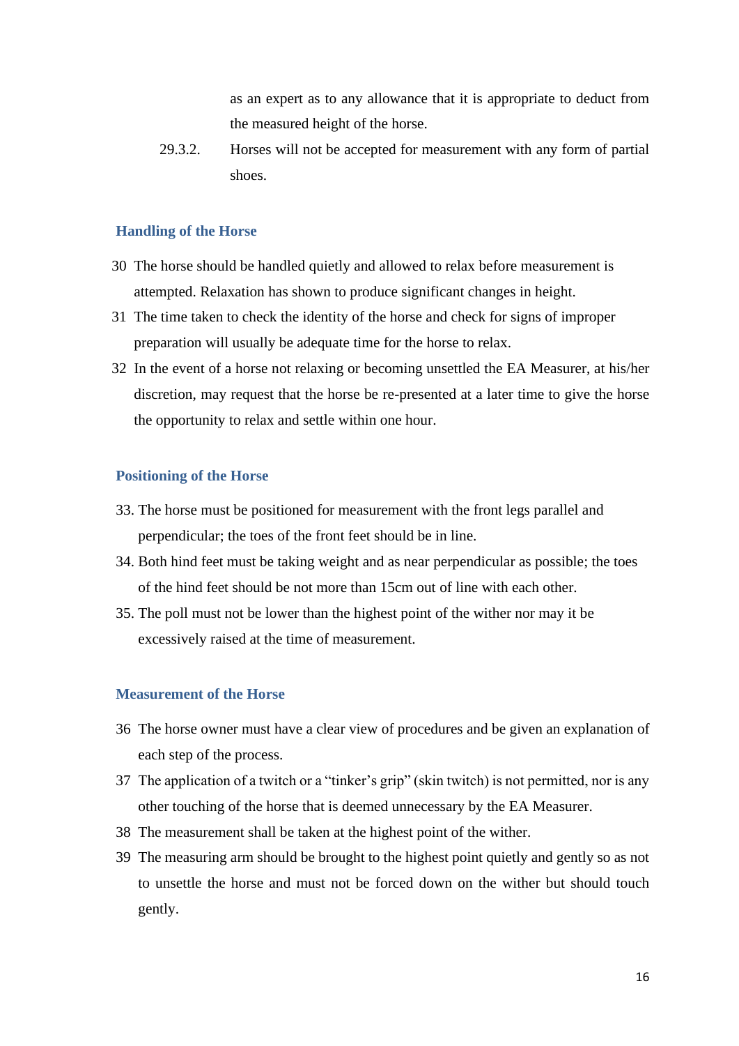as an expert as to any allowance that it is appropriate to deduct from the measured height of the horse.

29.3.2. Horses will not be accepted for measurement with any form of partial shoes.

### Handling of the Horse

30 The horse should be handled quietly and allowed to relax before measurement is attempted. Relaxation has shown to produce significant changes in height.

31 The time taken to check the identity of the horse and check for signs of improper preparation will usually be adequate time for the horse to relax.

32 In the event of a horse not relaxing or becoming unsettled the EA Measurer, at his/her discretion, may request that the horse be re-presented at a later time to give the horse the opportunity to relax and settle within one hour.

### Positioning of the Horse

33. The horse must be positioned for measurement with the front legs parallel and perpendicular; the toes of the front feet should be in line.

34. Both hind feet must be taking weight and as near perpendicular as possible; the toes of the hind feet should be not more than 15cm out of line with each other.

35. The poll must not be lower than the highest point of the wither nor may it be excessively raised at the time of measurement.

### Measurement of the Horse

36 The horse owner must have a clear view of procedures and be given an explanation of each step of the process.

37 The application of a twitch or a "tinker's grip" (skin twitch) is not permitted, nor is any other touching of the horse that is deemed unnecessary by the EA Measurer.

38 The measurement shall be taken at the highest point of the wither.

39 The measuring arm should be brought to the highest point quietly and gently so as not to unsettle the horse and must not be forced down on the wither but should touch gently.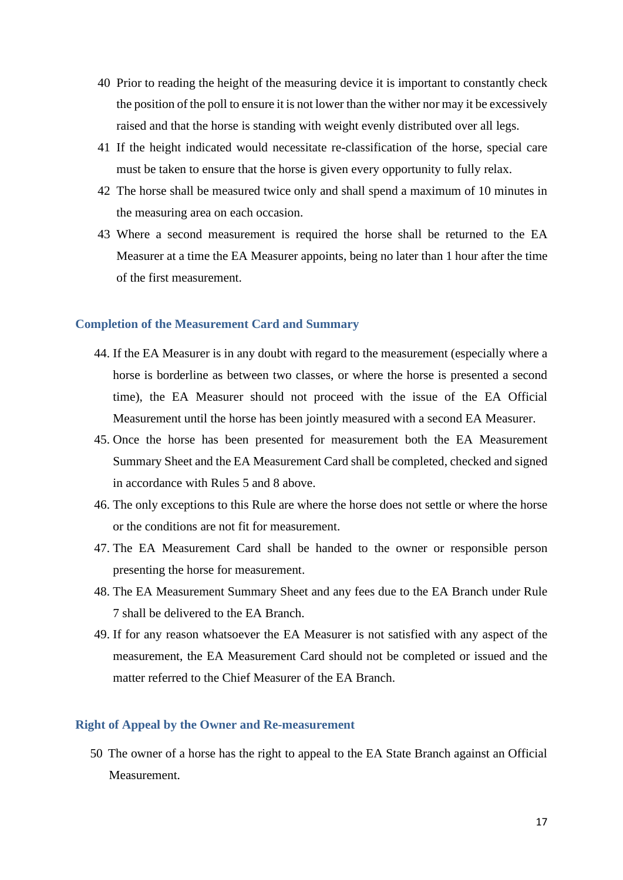40 Prior to reading the height of the measuring device it is important to constantly check the position of the poll to ensure it is not lower than the wither nor may it be excessively raised and that the horse is standing with weight evenly distributed over all legs.

41 If the height indicated would necessitate re-classification of the horse, special care must be taken to ensure that the horse is given every opportunity to fully relax.

42 The horse shall be measured twice only and shall spend a maximum of 10 minutes in the measuring area on each occasion.

43 Where a second measurement is required the horse shall be returned to the EA Measurer at a time the EA Measurer appoints, being no later than 1 hour after the time of the first measurement.

### Completion of the Measurement Card and Summary

44. If the EA Measurer is in any doubt with regard to the measurement (especially where a horse is borderline as between two classes, or where the horse is presented a second time), the EA Measurer should not proceed with the issue of the EA Official Measurement until the horse has been jointly measured with a second EA Measurer.

45. Once the horse has been presented for measurement both the EA Measurement Summary Sheet and the EA Measurement Card shall be completed, checked and signed in accordance with Rules 5 and 8 above.

46. The only exceptions to this Rule are where the horse does not settle or where the horse or the conditions are not fit for measurement.

47. The EA Measurement Card shall be handed to the owner or responsible person presenting the horse for measurement.

48. The EA Measurement Summary Sheet and any fees due to the EA Branch under Rule 7 shall be delivered to the EA Branch.

49. If for any reason whatsoever the EA Measurer is not satisfied with any aspect of the measurement, the EA Measurement Card should not be completed or issued and the matter referred to the Chief Measurer of the EA Branch.

### Right of Appeal by the Owner and Re-measurement

50 The owner of a horse has the right to appeal to the EA State Branch against an Official Measurement.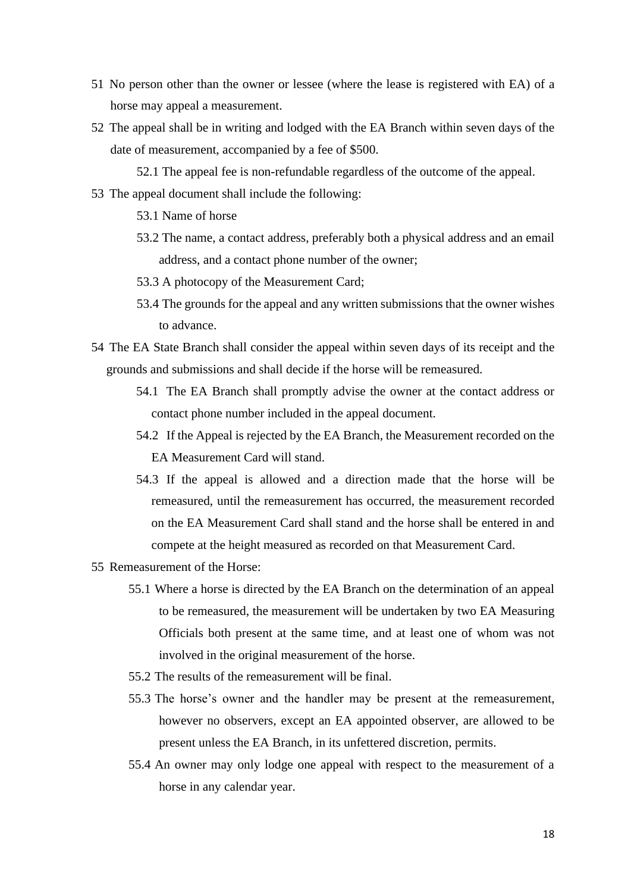51 No person other than the owner or lessee (where the lease is registered with EA) of a horse may appeal a measurement.

52 The appeal shall be in writing and lodged with the EA Branch within seven days of the date of measurement, accompanied by a fee of $500.

  52.1 The appeal fee is non-refundable regardless of the outcome of the appeal.

53 The appeal document shall include the following:

  53.1 Name of horse

  53.2 The name, a contact address, preferably both a physical address and an email address, and a contact phone number of the owner;

  53.3 A photocopy of the Measurement Card;

  53.4 The grounds for the appeal and any written submissions that the owner wishes to advance.

54 The EA State Branch shall consider the appeal within seven days of its receipt and the grounds and submissions and shall decide if the horse will be remeasured.

  54.1 The EA Branch shall promptly advise the owner at the contact address or contact phone number included in the appeal document.

  54.2 If the Appeal is rejected by the EA Branch, the Measurement recorded on the EA Measurement Card will stand.

  54.3 If the appeal is allowed and a direction made that the horse will be remeasured, until the remeasurement has occurred, the measurement recorded on the EA Measurement Card shall stand and the horse shall be entered in and compete at the height measured as recorded on that Measurement Card.

55 Remeasurement of the Horse:

  55.1 Where a horse is directed by the EA Branch on the determination of an appeal to be remeasured, the measurement will be undertaken by two EA Measuring Officials both present at the same time, and at least one of whom was not involved in the original measurement of the horse.

  55.2 The results of the remeasurement will be final.

  55.3 The horse's owner and the handler may be present at the remeasurement, however no observers, except an EA appointed observer, are allowed to be present unless the EA Branch, in its unfettered discretion, permits.

  55.4 An owner may only lodge one appeal with respect to the measurement of a horse in any calendar year.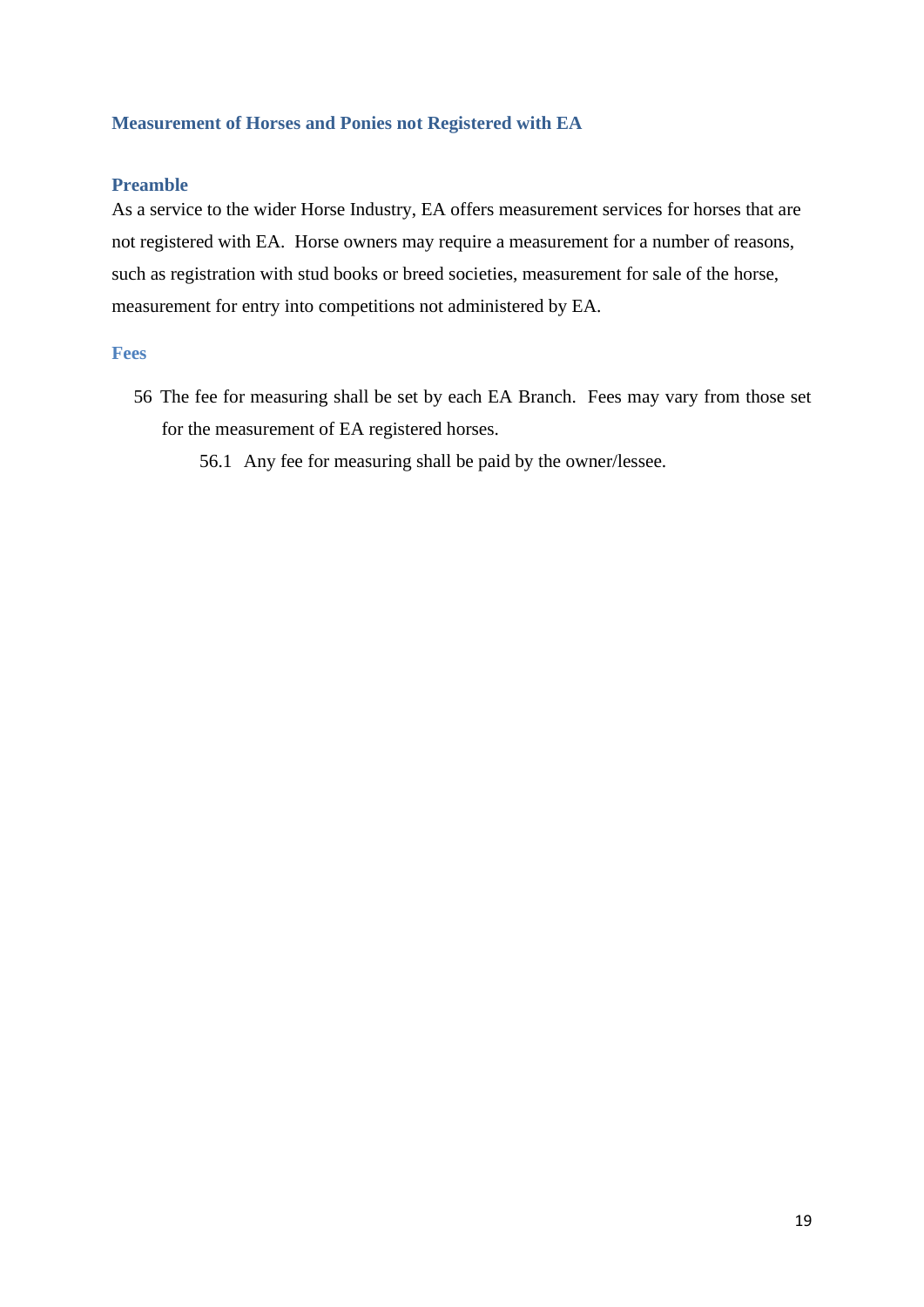## Measurement of Horses and Ponies not Registered with EA

### Preamble

As a service to the wider Horse Industry, EA offers measurement services for horses that are not registered with EA. Horse owners may require a measurement for a number of reasons, such as registration with stud books or breed societies, measurement for sale of the horse, measurement for entry into competitions not administered by EA.

### Fees

56 The fee for measuring shall be set by each EA Branch. Fees may vary from those set for the measurement of EA registered horses.

56.1 Any fee for measuring shall be paid by the owner/lessee.